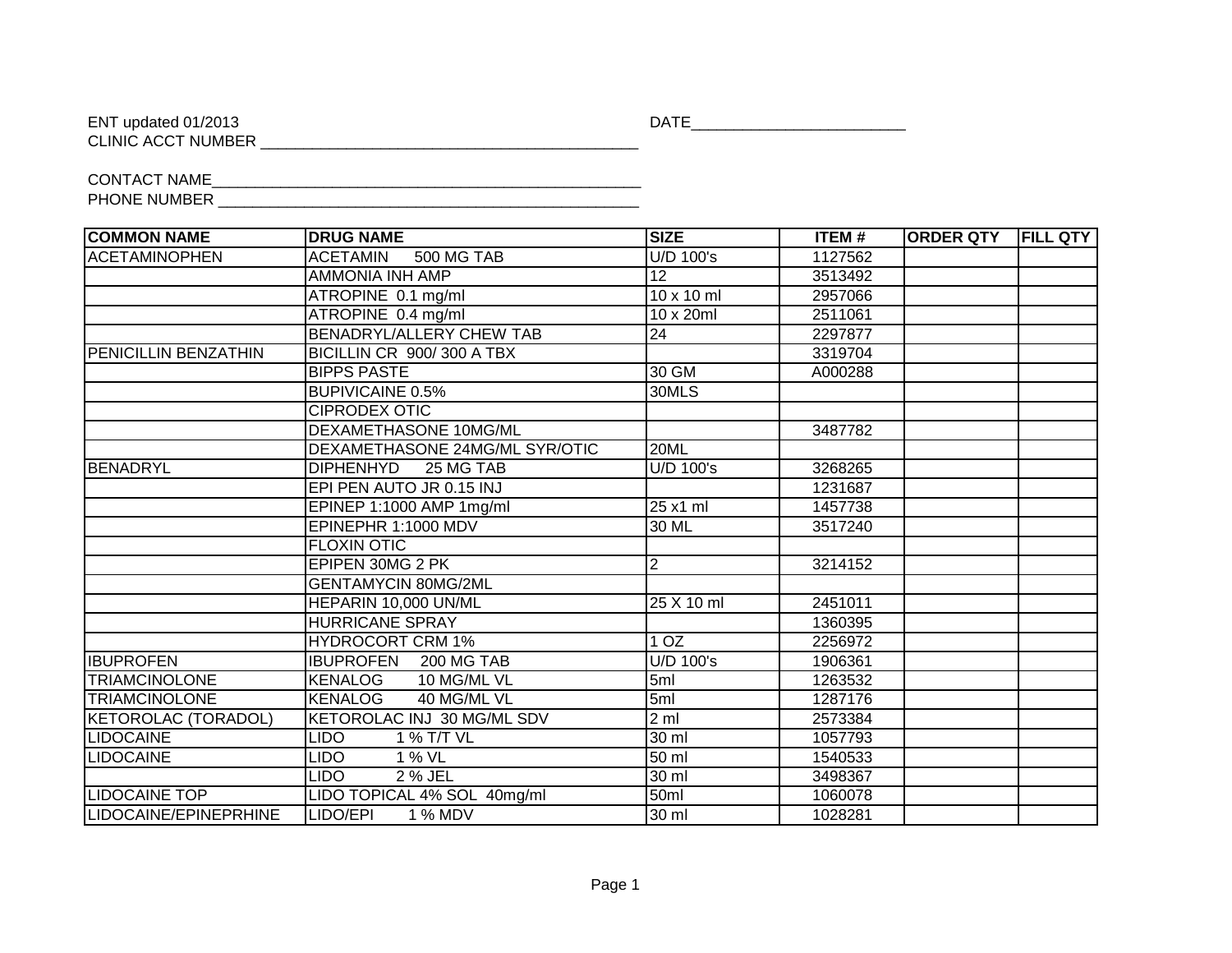ENT updated 01/2013

DATE________________________

CLINIC ACCT NUMBER ___________________________________________

CONTACT NAME_________________________________________________

PHONE NUMBER ________________________________________________

| COMMON NAME | DRUG NAME | SIZE | ITEM # | ORDER QTY | FILL QTY |
|---|---|---|---|---|---|
| ACETAMINOPHEN | ACETAMIN 500 MG TAB | U/D 100's | 1127562 | | |
| | AMMONIA INH AMP | 12 | 3513492 | | |
| | ATROPINE 0.1 mg/ml | 10 x 10 ml | 2957066 | | |
| | ATROPINE 0.4 mg/ml | 10 x 20ml | 2511061 | | |
| | BENADRYL/ALLERY CHEW TAB | 24 | 2297877 | | |
| PENICILLIN BENZATHIN | BICILLIN CR 900/ 300 A TBX | | 3319704 | | |
| | BIPPS PASTE | 30 GM | A000288 | | |
| | BUPIVICAINE 0.5% | 30MLS | | | |
| | CIPRODEX OTIC | | | | |
| | DEXAMETHASONE 10MG/ML | | 3487782 | | |
| | DEXAMETHASONE 24MG/ML SYR/OTIC | 20ML | | | |
| BENADRYL | DIPHENHYD 25 MG TAB | U/D 100's | 3268265 | | |
| | EPI PEN AUTO JR 0.15 INJ | | 1231687 | | |
| | EPINEP 1:1000 AMP 1mg/ml | 25 x1 ml | 1457738 | | |
| | EPINEPHR 1:1000 MDV | 30 ML | 3517240 | | |
| | FLOXIN OTIC | | | | |
| | EPIPEN 30MG 2 PK | 2 | 3214152 | | |
| | GENTAMYCIN 80MG/2ML | | | | |
| | HEPARIN 10,000 UN/ML | 25 X 10 ml | 2451011 | | |
| | HURRICANE SPRAY | | 1360395 | | |
| | HYDROCORT CRM 1% | 1 OZ | 2256972 | | |
| IBUPROFEN | IBUPROFEN 200 MG TAB | U/D 100's | 1906361 | | |
| TRIAMCINOLONE | KENALOG 10 MG/ML VL | 5ml | 1263532 | | |
| TRIAMCINOLONE | KENALOG 40 MG/ML VL | 5ml | 1287176 | | |
| KETOROLAC (TORADOL) | KETOROLAC INJ 30 MG/ML SDV | 2 ml | 2573384 | | |
| LIDOCAINE | LIDO 1 % T/T VL | 30 ml | 1057793 | | |
| LIDOCAINE | LIDO 1 % VL | 50 ml | 1540533 | | |
| | LIDO 2 % JEL | 30 ml | 3498367 | | |
| LIDOCAINE TOP | LIDO TOPICAL 4% SOL 40mg/ml | 50ml | 1060078 | | |
| LIDOCAINE/EPINEPRHINE | LIDO/EPI 1 % MDV | 30 ml | 1028281 | | |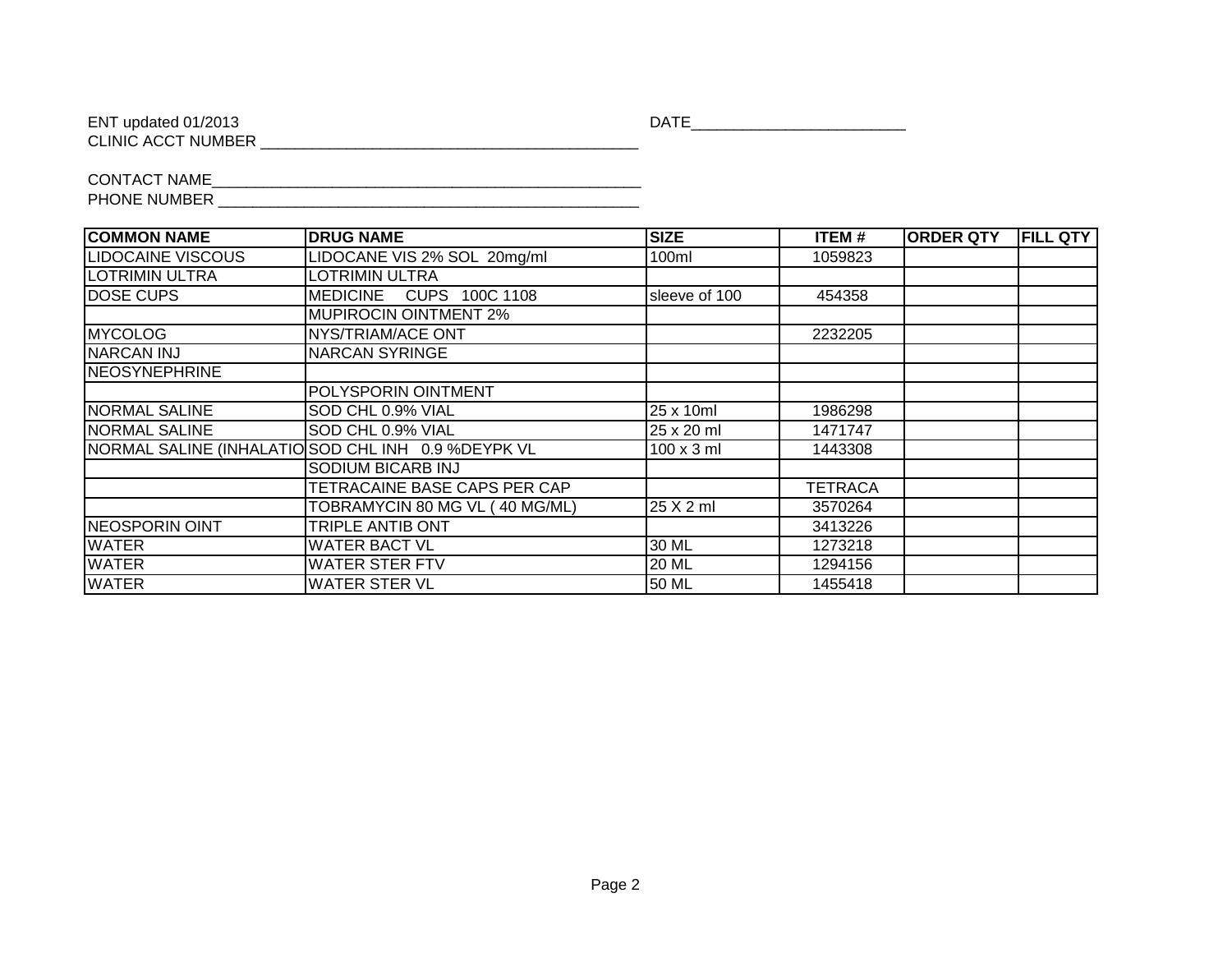ENT updated 01/2013

DATE________________________

CLINIC ACCT NUMBER ___________________________________________

CONTACT NAME_________________________________________________

PHONE NUMBER ________________________________________________

| COMMON NAME | DRUG NAME | SIZE | ITEM # | ORDER QTY | FILL QTY |
|---|---|---|---|---|---|
| LIDOCAINE VISCOUS | LIDOCANE VIS 2% SOL 20mg/ml | 100ml | 1059823 | | |
| LOTRIMIN ULTRA | LOTRIMIN ULTRA | | | | |
| DOSE CUPS | MEDICINE CUPS 100C 1108 | sleeve of 100 | 454358 | | |
| | MUPIROCIN OINTMENT 2% | | | | |
| MYCOLOG | NYS/TRIAM/ACE ONT | | 2232205 | | |
| NARCAN INJ | NARCAN SYRINGE | | | | |
| NEOSYNEPHRINE | | | | | |
| | POLYSPORIN OINTMENT | | | | |
| NORMAL SALINE | SOD CHL 0.9% VIAL | 25 x 10ml | 1986298 | | |
| NORMAL SALINE | SOD CHL 0.9% VIAL | 25 x 20 ml | 1471747 | | |
| NORMAL SALINE (INHALATIO | SOD CHL INH 0.9 %DEYPK VL | 100 x 3 ml | 1443308 | | |
| | SODIUM BICARB INJ | | | | |
| | TETRACAINE BASE CAPS PER CAP | | TETRACA | | |
| | TOBRAMYCIN 80 MG VL ( 40 MG/ML) | 25 X 2 ml | 3570264 | | |
| NEOSPORIN OINT | TRIPLE ANTIB ONT | | 3413226 | | |
| WATER | WATER BACT VL | 30 ML | 1273218 | | |
| WATER | WATER STER FTV | 20 ML | 1294156 | | |
| WATER | WATER STER VL | 50 ML | 1455418 | | |